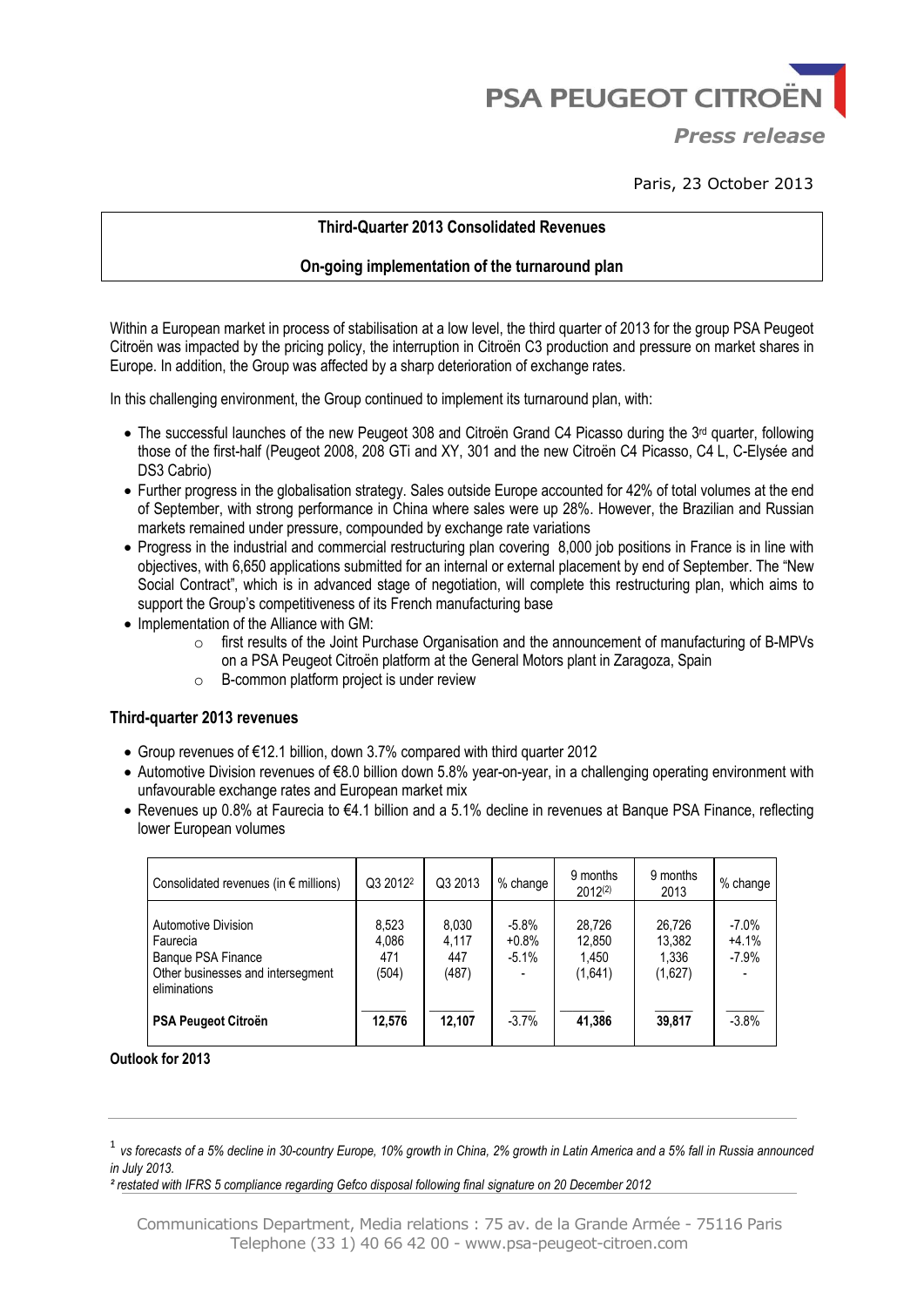PSA PEUGEOT CITROËN

*Press release*

Paris, 23 October 2013

## Third-Quarter 2013 Consolidated Revenues

## On-going implementation of the turnaround plan

Within a European market in process of stabilisation at a low level, the third quarter of 2013 for the group PSA Peugeot Citroën was impacted by the pricing policy, the interruption in Citroën C3 production and pressure on market shares in Europe. In addition, the Group was affected by a sharp deterioration of exchange rates.

In this challenging environment, the Group continued to implement its turnaround plan, with:

- The successful launches of the new Peugeot 308 and Citroën Grand C4 Picasso during the 3rd quarter, following those of the first-half (Peugeot 2008, 208 GTi and XY, 301 and the new Citroën C4 Picasso, C4 L, C-Elysée and DS3 Cabrio)
- Further progress in the globalisation strategy. Sales outside Europe accounted for 42% of total volumes at the end of September, with strong performance in China where sales were up 28%. However, the Brazilian and Russian markets remained under pressure, compounded by exchange rate variations
- Progress in the industrial and commercial restructuring plan covering 8,000 job positions in France is in line with objectives, with 6,650 applications submitted for an internal or external placement by end of September. The "New Social Contract", which is in advanced stage of negotiation, will complete this restructuring plan, which aims to support the Group's competitiveness of its French manufacturing base
- Implementation of the Alliance with GM:
  - first results of the Joint Purchase Organisation and the announcement of manufacturing of B-MPVs on a PSA Peugeot Citroën platform at the General Motors plant in Zaragoza, Spain
  - B-common platform project is under review

### Third-quarter 2013 revenues

- Group revenues of €12.1 billion, down 3.7% compared with third quarter 2012
- Automotive Division revenues of €8.0 billion down 5.8% year-on-year, in a challenging operating environment with unfavourable exchange rates and European market mix
- Revenues up 0.8% at Faurecia to €4.1 billion and a 5.1% decline in revenues at Banque PSA Finance, reflecting lower European volumes

| Consolidated revenues (in € millions) | Q3 2012[2] | Q3 2013 | % change | 9 months 2012[(2)] | 9 months 2013 | % change |
|---|---|---|---|---|---|---|
| Automotive Division | 8,523 | 8,030 | -5.8% | 28,726 | 26,726 | -7.0% |
| Faurecia | 4,086 | 4,117 | +0.8% | 12,850 | 13,382 | +4.1% |
| Banque PSA Finance | 471 | 447 | -5.1% | 1,450 | 1,336 | -7.9% |
| Other businesses and intersegment eliminations | (504) | (487) | - | (1,641) | (1,627) | - |
| **PSA Peugeot Citroën** | **12,576** | **12,107** | -3.7% | **41,386** | **39,817** | -3.8% |

### Outlook for 2013

[1] *vs forecasts of a 5% decline in 30-country Europe, 10% growth in China, 2% growth in Latin America and a 5% fall in Russia announced in July 2013.*

*[2] restated with IFRS 5 compliance regarding Gefco disposal following final signature on 20 December 2012*

Communications Department, Media relations : 75 av. de la Grande Armée - 75116 Paris
Telephone (33 1) 40 66 42 00 - www.psa-peugeot-citroen.com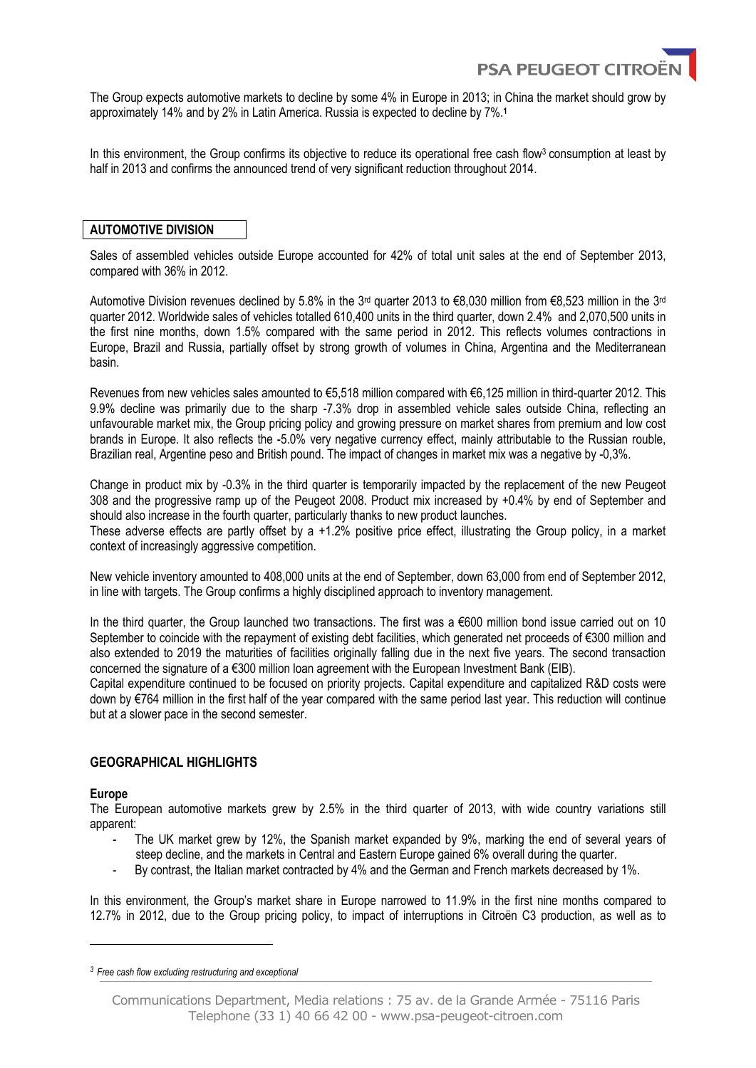The Group expects automotive markets to decline by some 4% in Europe in 2013; in China the market should grow by approximately 14% and by 2% in Latin America. Russia is expected to decline by 7%.[1]

In this environment, the Group confirms its objective to reduce its operational free cash flow[3] consumption at least by half in 2013 and confirms the announced trend of very significant reduction throughout 2014.

## AUTOMOTIVE DIVISION

Sales of assembled vehicles outside Europe accounted for 42% of total unit sales at the end of September 2013, compared with 36% in 2012.

Automotive Division revenues declined by 5.8% in the 3rd quarter 2013 to €8,030 million from €8,523 million in the 3rd quarter 2012. Worldwide sales of vehicles totalled 610,400 units in the third quarter, down 2.4% and 2,070,500 units in the first nine months, down 1.5% compared with the same period in 2012. This reflects volumes contractions in Europe, Brazil and Russia, partially offset by strong growth of volumes in China, Argentina and the Mediterranean basin.

Revenues from new vehicles sales amounted to €5,518 million compared with €6,125 million in third-quarter 2012. This 9.9% decline was primarily due to the sharp -7.3% drop in assembled vehicle sales outside China, reflecting an unfavourable market mix, the Group pricing policy and growing pressure on market shares from premium and low cost brands in Europe. It also reflects the -5.0% very negative currency effect, mainly attributable to the Russian rouble, Brazilian real, Argentine peso and British pound. The impact of changes in market mix was a negative by -0,3%.

Change in product mix by -0.3% in the third quarter is temporarily impacted by the replacement of the new Peugeot 308 and the progressive ramp up of the Peugeot 2008. Product mix increased by +0.4% by end of September and should also increase in the fourth quarter, particularly thanks to new product launches.
These adverse effects are partly offset by a +1.2% positive price effect, illustrating the Group policy, in a market context of increasingly aggressive competition.

New vehicle inventory amounted to 408,000 units at the end of September, down 63,000 from end of September 2012, in line with targets. The Group confirms a highly disciplined approach to inventory management.

In the third quarter, the Group launched two transactions. The first was a €600 million bond issue carried out on 10 September to coincide with the repayment of existing debt facilities, which generated net proceeds of €300 million and also extended to 2019 the maturities of facilities originally falling due in the next five years. The second transaction concerned the signature of a €300 million loan agreement with the European Investment Bank (EIB).
Capital expenditure continued to be focused on priority projects. Capital expenditure and capitalized R&D costs were down by €764 million in the first half of the year compared with the same period last year. This reduction will continue but at a slower pace in the second semester.

## GEOGRAPHICAL HIGHLIGHTS

### Europe

The European automotive markets grew by 2.5% in the third quarter of 2013, with wide country variations still apparent:

- The UK market grew by 12%, the Spanish market expanded by 9%, marking the end of several years of steep decline, and the markets in Central and Eastern Europe gained 6% overall during the quarter.
- By contrast, the Italian market contracted by 4% and the German and French markets decreased by 1%.

In this environment, the Group's market share in Europe narrowed to 11.9% in the first nine months compared to 12.7% in 2012, due to the Group pricing policy, to impact of interruptions in Citroën C3 production, as well as to

---

[3] *Free cash flow excluding restructuring and exceptional*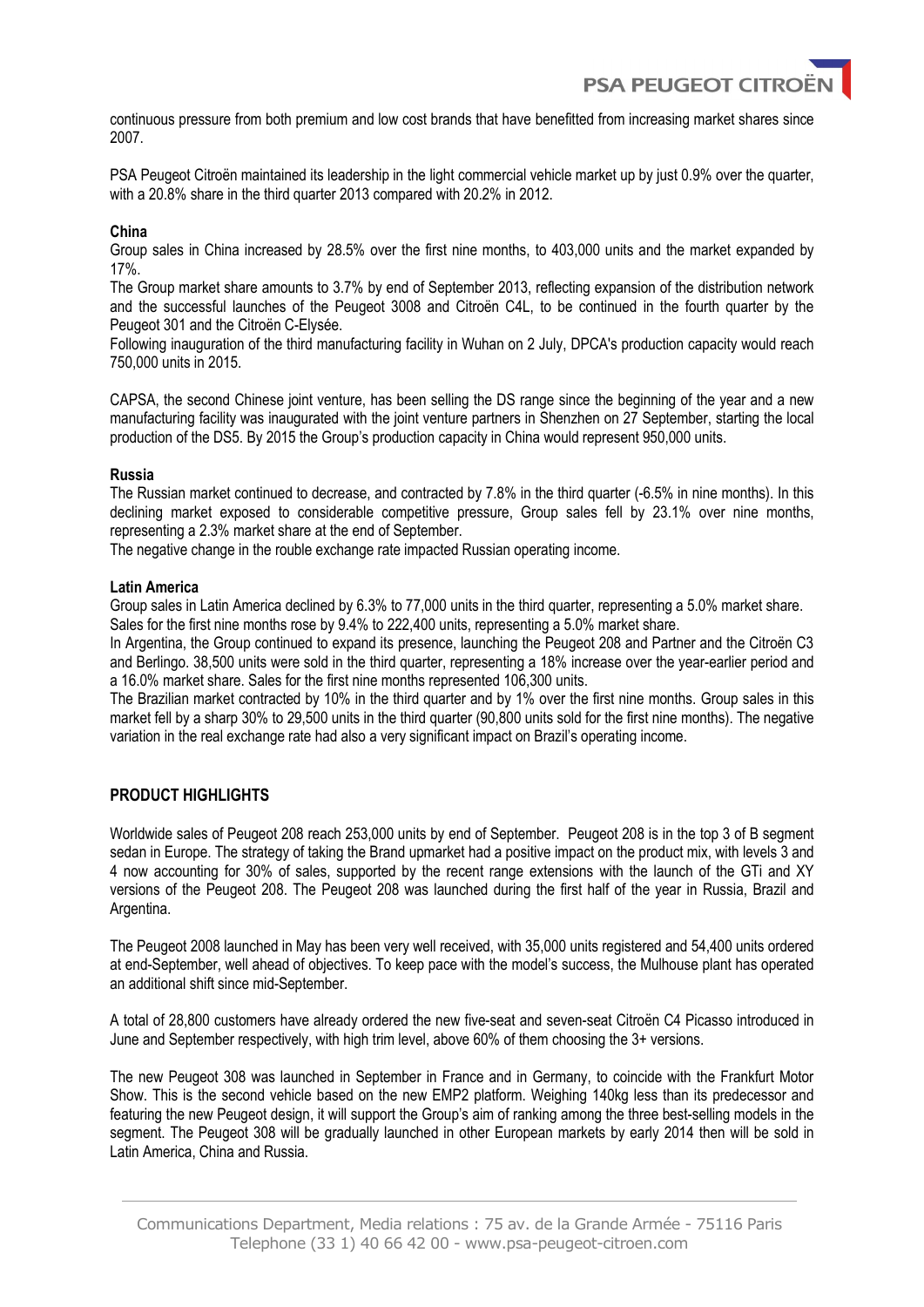continuous pressure from both premium and low cost brands that have benefitted from increasing market shares since 2007.

PSA Peugeot Citroën maintained its leadership in the light commercial vehicle market up by just 0.9% over the quarter, with a 20.8% share in the third quarter 2013 compared with 20.2% in 2012.

**China**

Group sales in China increased by 28.5% over the first nine months, to 403,000 units and the market expanded by 17%.

The Group market share amounts to 3.7% by end of September 2013, reflecting expansion of the distribution network and the successful launches of the Peugeot 3008 and Citroën C4L, to be continued in the fourth quarter by the Peugeot 301 and the Citroën C-Elysée.

Following inauguration of the third manufacturing facility in Wuhan on 2 July, DPCA's production capacity would reach 750,000 units in 2015.

CAPSA, the second Chinese joint venture, has been selling the DS range since the beginning of the year and a new manufacturing facility was inaugurated with the joint venture partners in Shenzhen on 27 September, starting the local production of the DS5. By 2015 the Group's production capacity in China would represent 950,000 units.

**Russia**

The Russian market continued to decrease, and contracted by 7.8% in the third quarter (-6.5% in nine months). In this declining market exposed to considerable competitive pressure, Group sales fell by 23.1% over nine months, representing a 2.3% market share at the end of September.

The negative change in the rouble exchange rate impacted Russian operating income.

**Latin America**

Group sales in Latin America declined by 6.3% to 77,000 units in the third quarter, representing a 5.0% market share. Sales for the first nine months rose by 9.4% to 222,400 units, representing a 5.0% market share.

In Argentina, the Group continued to expand its presence, launching the Peugeot 208 and Partner and the Citroën C3 and Berlingo. 38,500 units were sold in the third quarter, representing a 18% increase over the year-earlier period and a 16.0% market share. Sales for the first nine months represented 106,300 units.

The Brazilian market contracted by 10% in the third quarter and by 1% over the first nine months. Group sales in this market fell by a sharp 30% to 29,500 units in the third quarter (90,800 units sold for the first nine months). The negative variation in the real exchange rate had also a very significant impact on Brazil's operating income.

## PRODUCT HIGHLIGHTS

Worldwide sales of Peugeot 208 reach 253,000 units by end of September. Peugeot 208 is in the top 3 of B segment sedan in Europe. The strategy of taking the Brand upmarket had a positive impact on the product mix, with levels 3 and 4 now accounting for 30% of sales, supported by the recent range extensions with the launch of the GTi and XY versions of the Peugeot 208. The Peugeot 208 was launched during the first half of the year in Russia, Brazil and Argentina.

The Peugeot 2008 launched in May has been very well received, with 35,000 units registered and 54,400 units ordered at end-September, well ahead of objectives. To keep pace with the model's success, the Mulhouse plant has operated an additional shift since mid-September.

A total of 28,800 customers have already ordered the new five-seat and seven-seat Citroën C4 Picasso introduced in June and September respectively, with high trim level, above 60% of them choosing the 3+ versions.

The new Peugeot 308 was launched in September in France and in Germany, to coincide with the Frankfurt Motor Show. This is the second vehicle based on the new EMP2 platform. Weighing 140kg less than its predecessor and featuring the new Peugeot design, it will support the Group's aim of ranking among the three best-selling models in the segment. The Peugeot 308 will be gradually launched in other European markets by early 2014 then will be sold in Latin America, China and Russia.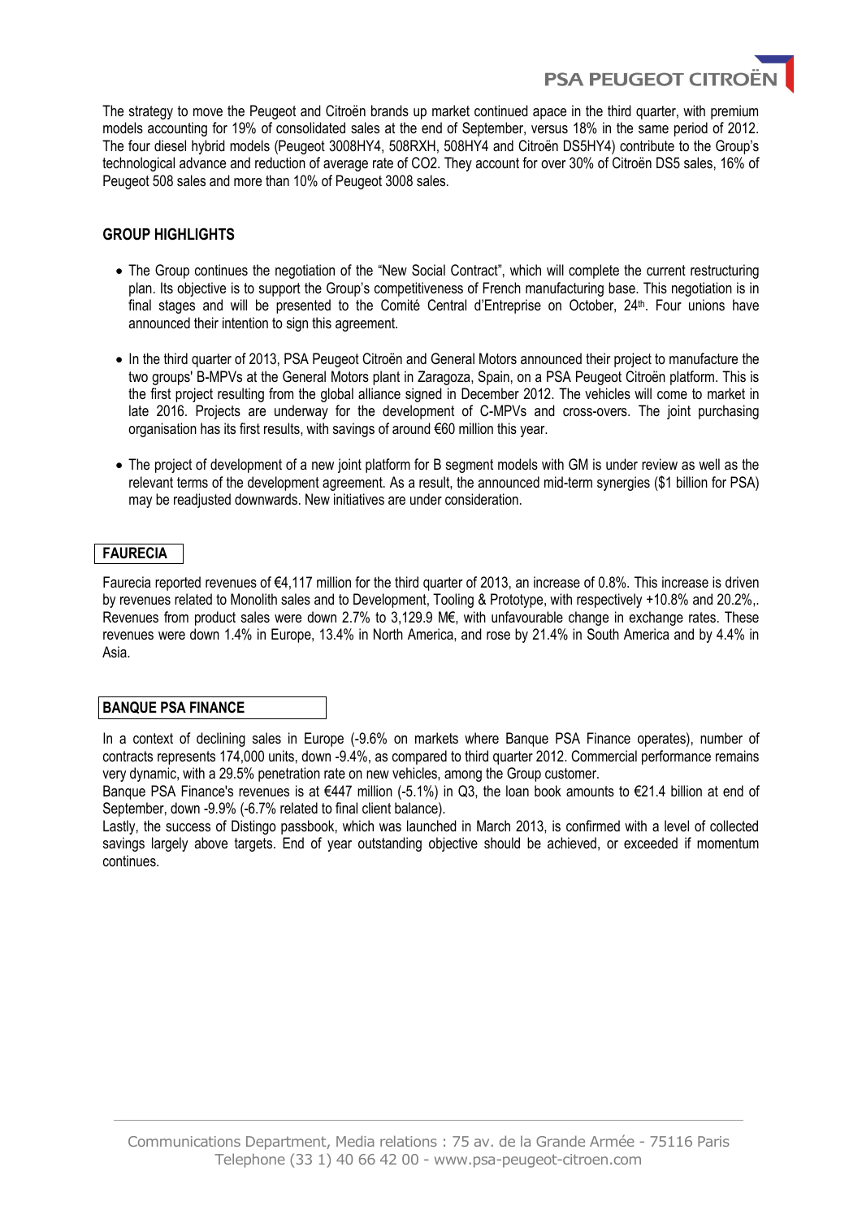The strategy to move the Peugeot and Citroën brands up market continued apace in the third quarter, with premium models accounting for 19% of consolidated sales at the end of September, versus 18% in the same period of 2012. The four diesel hybrid models (Peugeot 3008HY4, 508RXH, 508HY4 and Citroën DS5HY4) contribute to the Group's technological advance and reduction of average rate of CO2. They account for over 30% of Citroën DS5 sales, 16% of Peugeot 508 sales and more than 10% of Peugeot 3008 sales.

## GROUP HIGHLIGHTS

- The Group continues the negotiation of the "New Social Contract", which will complete the current restructuring plan. Its objective is to support the Group's competitiveness of French manufacturing base. This negotiation is in final stages and will be presented to the Comité Central d'Entreprise on October, 24th. Four unions have announced their intention to sign this agreement.

- In the third quarter of 2013, PSA Peugeot Citroën and General Motors announced their project to manufacture the two groups' B-MPVs at the General Motors plant in Zaragoza, Spain, on a PSA Peugeot Citroën platform. This is the first project resulting from the global alliance signed in December 2012. The vehicles will come to market in late 2016. Projects are underway for the development of C-MPVs and cross-overs. The joint purchasing organisation has its first results, with savings of around €60 million this year.

- The project of development of a new joint platform for B segment models with GM is under review as well as the relevant terms of the development agreement. As a result, the announced mid-term synergies ($1 billion for PSA) may be readjusted downwards. New initiatives are under consideration.

## FAURECIA

Faurecia reported revenues of €4,117 million for the third quarter of 2013, an increase of 0.8%. This increase is driven by revenues related to Monolith sales and to Development, Tooling & Prototype, with respectively +10.8% and 20.2%,. Revenues from product sales were down 2.7% to 3,129.9 M€, with unfavourable change in exchange rates. These revenues were down 1.4% in Europe, 13.4% in North America, and rose by 21.4% in South America and by 4.4% in Asia.

## BANQUE PSA FINANCE

In a context of declining sales in Europe (-9.6% on markets where Banque PSA Finance operates), number of contracts represents 174,000 units, down -9.4%, as compared to third quarter 2012. Commercial performance remains very dynamic, with a 29.5% penetration rate on new vehicles, among the Group customer.

Banque PSA Finance's revenues is at €447 million (-5.1%) in Q3, the loan book amounts to €21.4 billion at end of September, down -9.9% (-6.7% related to final client balance).

Lastly, the success of Distingo passbook, which was launched in March 2013, is confirmed with a level of collected savings largely above targets. End of year outstanding objective should be achieved, or exceeded if momentum continues.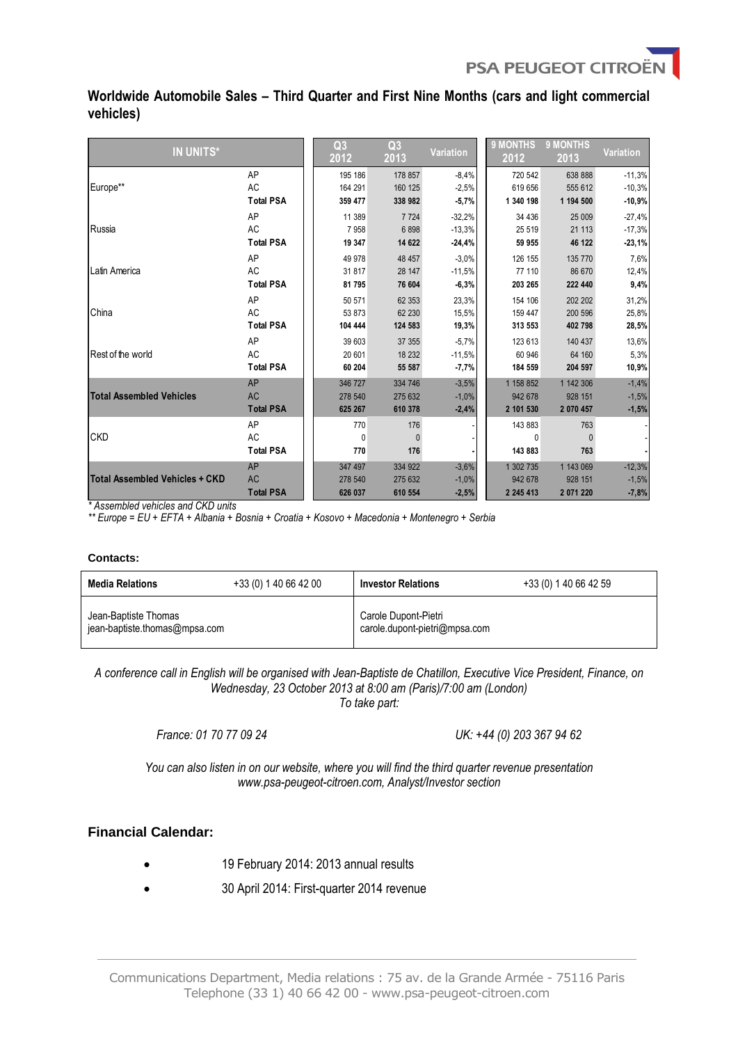## Worldwide Automobile Sales – Third Quarter and First Nine Months (cars and light commercial vehicles)

| IN UNITS* | | Q3 2012 | Q3 2013 | Variation | 9 MONTHS 2012 | 9 MONTHS 2013 | Variation |
|---|---|---|---|---|---|---|---|
| Europe** | AP | 195 186 | 178 857 | -8,4% | 720 542 | 638 888 | -11,3% |
| | AC | 164 291 | 160 125 | -2,5% | 619 656 | 555 612 | -10,3% |
| | **Total PSA** | **359 477** | **338 982** | **-5,7%** | **1 340 198** | **1 194 500** | **-10,9%** |
| Russia | AP | 11 389 | 7 724 | -32,2% | 34 436 | 25 009 | -27,4% |
| | AC | 7 958 | 6 898 | -13,3% | 25 519 | 21 113 | -17,3% |
| | **Total PSA** | **19 347** | **14 622** | **-24,4%** | **59 955** | **46 122** | **-23,1%** |
| Latin America | AP | 49 978 | 48 457 | -3,0% | 126 155 | 135 770 | 7,6% |
| | AC | 31 817 | 28 147 | -11,5% | 77 110 | 86 670 | 12,4% |
| | **Total PSA** | **81 795** | **76 604** | **-6,3%** | **203 265** | **222 440** | **9,4%** |
| China | AP | 50 571 | 62 353 | 23,3% | 154 106 | 202 202 | 31,2% |
| | AC | 53 873 | 62 230 | 15,5% | 159 447 | 200 596 | 25,8% |
| | **Total PSA** | **104 444** | **124 583** | **19,3%** | **313 553** | **402 798** | **28,5%** |
| Rest of the world | AP | 39 603 | 37 355 | -5,7% | 123 613 | 140 437 | 13,6% |
| | AC | 20 601 | 18 232 | -11,5% | 60 946 | 64 160 | 5,3% |
| | **Total PSA** | **60 204** | **55 587** | **-7,7%** | **184 559** | **204 597** | **10,9%** |
| **Total Assembled Vehicles** | AP | 346 727 | 334 746 | -3,5% | 1 158 852 | 1 142 306 | -1,4% |
| | AC | 278 540 | 275 632 | -1,0% | 942 678 | 928 151 | -1,5% |
| | **Total PSA** | **625 267** | **610 378** | **-2,4%** | **2 101 530** | **2 070 457** | **-1,5%** |
| CKD | AP | 770 | 176 | - | 143 883 | 763 | - |
| | AC | 0 | 0 | - | 0 | 0 | - |
| | **Total PSA** | **770** | **176** | **-** | **143 883** | **763** | **-** |
| **Total Assembled Vehicles + CKD** | AP | 347 497 | 334 922 | -3,6% | 1 302 735 | 1 143 069 | -12,3% |
| | AC | 278 540 | 275 632 | -1,0% | 942 678 | 928 151 | -1,5% |
| | **Total PSA** | **626 037** | **610 554** | **-2,5%** | **2 245 413** | **2 071 220** | **-7,8%** |

*\* Assembled vehicles and CKD units*
*\*\* Europe = EU + EFTA + Albania + Bosnia + Croatia + Kosovo + Macedonia + Montenegro + Serbia*

**Contacts:**

| **Media Relations** | +33 (0) 1 40 66 42 00 | **Investor Relations** | +33 (0) 1 40 66 42 59 |
|---|---|---|---|
| Jean-Baptiste Thomas<br>jean-baptiste.thomas@mpsa.com | | Carole Dupont-Pietri<br>carole.dupont-pietri@mpsa.com | |

*A conference call in English will be organised with Jean-Baptiste de Chatillon, Executive Vice President, Finance, on Wednesday, 23 October 2013 at 8:00 am (Paris)/7:00 am (London)*
*To take part:*

*France: 01 70 77 09 24*

*UK: +44 (0) 203 367 94 62*

*You can also listen in on our website, where you will find the third quarter revenue presentation www.psa-peugeot-citroen.com, Analyst/Investor section*

### Financial Calendar:

- 19 February 2014: 2013 annual results
- 30 April 2014: First-quarter 2014 revenue

Communications Department, Media relations : 75 av. de la Grande Armée - 75116 Paris
Telephone (33 1) 40 66 42 00 - www.psa-peugeot-citroen.com